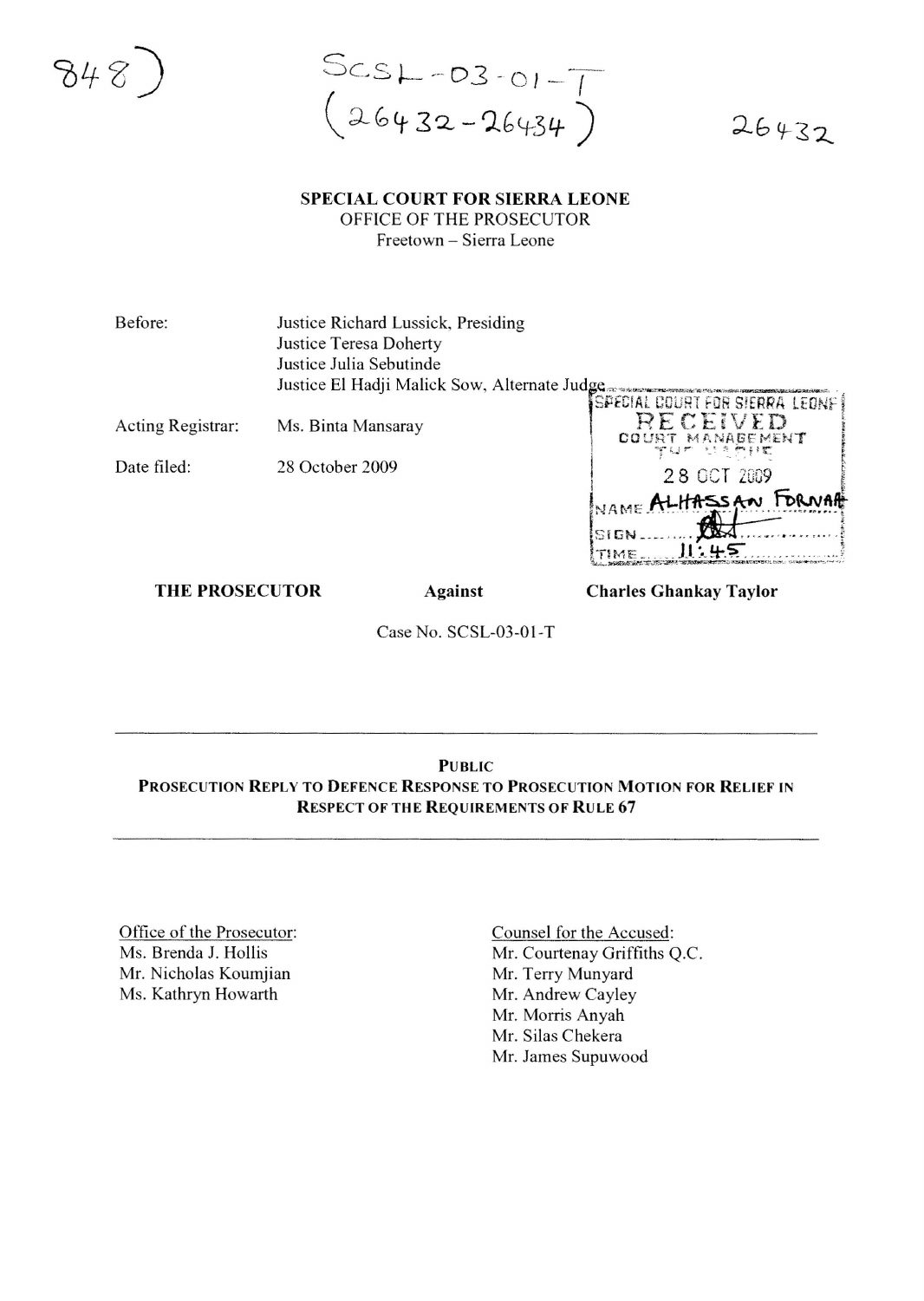848)

SCSL-03-01-T
(26432-26434)

26432

**SPECIAL COURT FOR SIERRA LEONE**
OFFICE OF THE PROSECUTOR
Freetown – Sierra Leone

Before: Justice Richard Lussick, Presiding
Justice Teresa Doherty
Justice Julia Sebutinde
Justice El Hadji Malick Sow, Alternate Judge

Acting Registrar: Ms. Binta Mansaray

Date filed: 28 October 2009

SPECIAL COURT FOR SIERRA LEONE
RECEIVED
COURT MANAGEMENT
THE HAGUE
28 OCT 2009
NAME ALHASSAN FORNAH
SIGN
TIME 11:45

**THE PROSECUTOR** **Against** **Charles Ghankay Taylor**

Case No. SCSL-03-01-T

---

**PUBLIC**
**PROSECUTION REPLY TO DEFENCE RESPONSE TO PROSECUTION MOTION FOR RELIEF IN RESPECT OF THE REQUIREMENTS OF RULE 67**

---

Office of the Prosecutor:
Ms. Brenda J. Hollis
Mr. Nicholas Koumjian
Ms. Kathryn Howarth

Counsel for the Accused:
Mr. Courtenay Griffiths Q.C.
Mr. Terry Munyard
Mr. Andrew Cayley
Mr. Morris Anyah
Mr. Silas Chekera
Mr. James Supuwood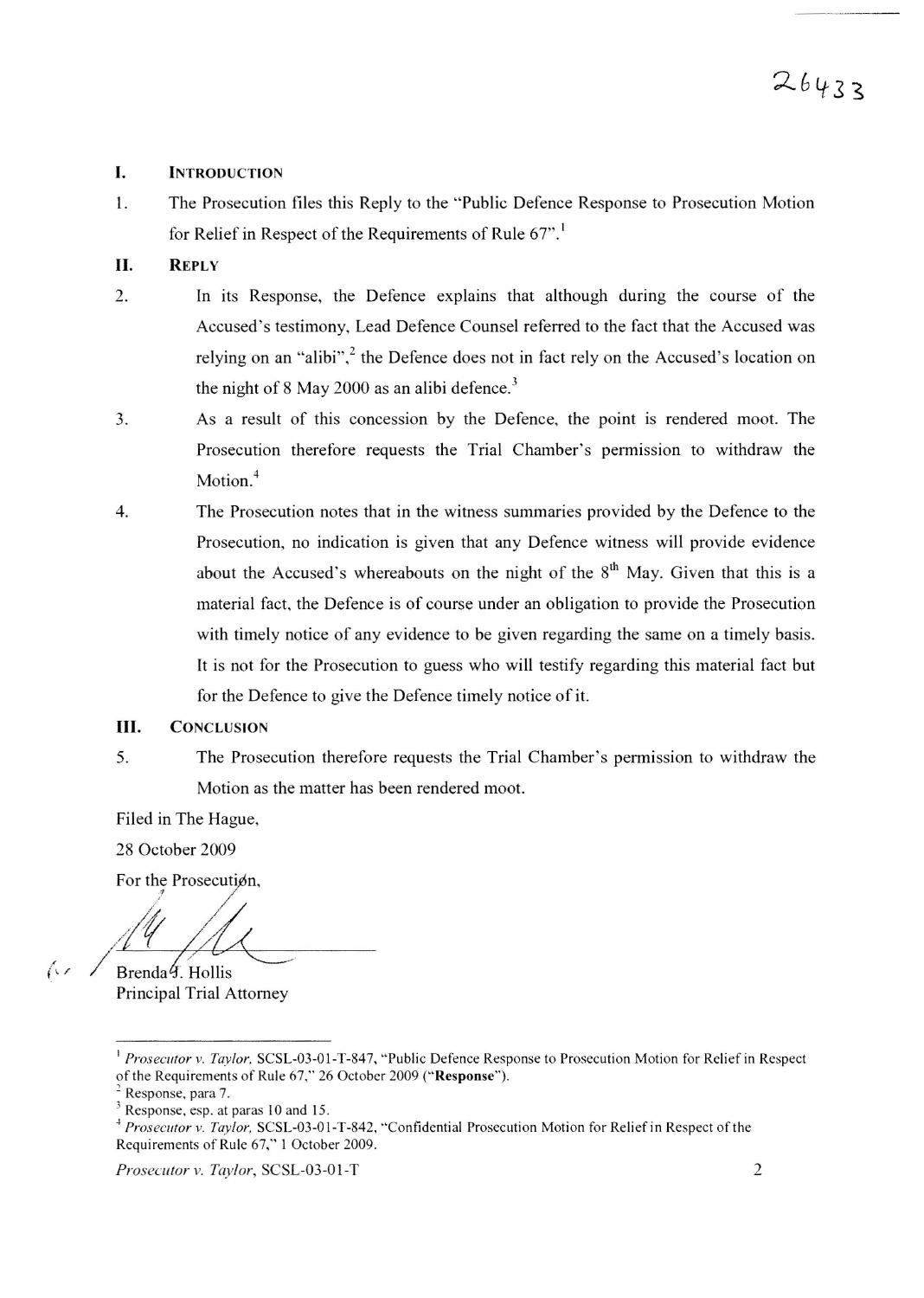26433

## I. INTRODUCTION

1. The Prosecution files this Reply to the "Public Defence Response to Prosecution Motion for Relief in Respect of the Requirements of Rule 67".[1]

## II. REPLY

2. In its Response, the Defence explains that although during the course of the Accused's testimony, Lead Defence Counsel referred to the fact that the Accused was relying on an "alibi",[2] the Defence does not in fact rely on the Accused's location on the night of 8 May 2000 as an alibi defence.[3]

3. As a result of this concession by the Defence, the point is rendered moot. The Prosecution therefore requests the Trial Chamber's permission to withdraw the Motion.[4]

4. The Prosecution notes that in the witness summaries provided by the Defence to the Prosecution, no indication is given that any Defence witness will provide evidence about the Accused's whereabouts on the night of the 8th May. Given that this is a material fact, the Defence is of course under an obligation to provide the Prosecution with timely notice of any evidence to be given regarding the same on a timely basis. It is not for the Prosecution to guess who will testify regarding this material fact but for the Defence to give the Defence timely notice of it.

## III. CONCLUSION

5. The Prosecution therefore requests the Trial Chamber's permission to withdraw the Motion as the matter has been rendered moot.

Filed in The Hague,

28 October 2009

For the Prosecution,

Brenda J. Hollis
Principal Trial Attorney

---

[1] *Prosecutor v. Taylor,* SCSL-03-01-T-847, "Public Defence Response to Prosecution Motion for Relief in Respect of the Requirements of Rule 67," 26 October 2009 ("**Response**").

[2] Response, para 7.

[3] Response, esp. at paras 10 and 15.

[4] *Prosecutor v. Taylor,* SCSL-03-01-T-842, "Confidential Prosecution Motion for Relief in Respect of the Requirements of Rule 67," 1 October 2009.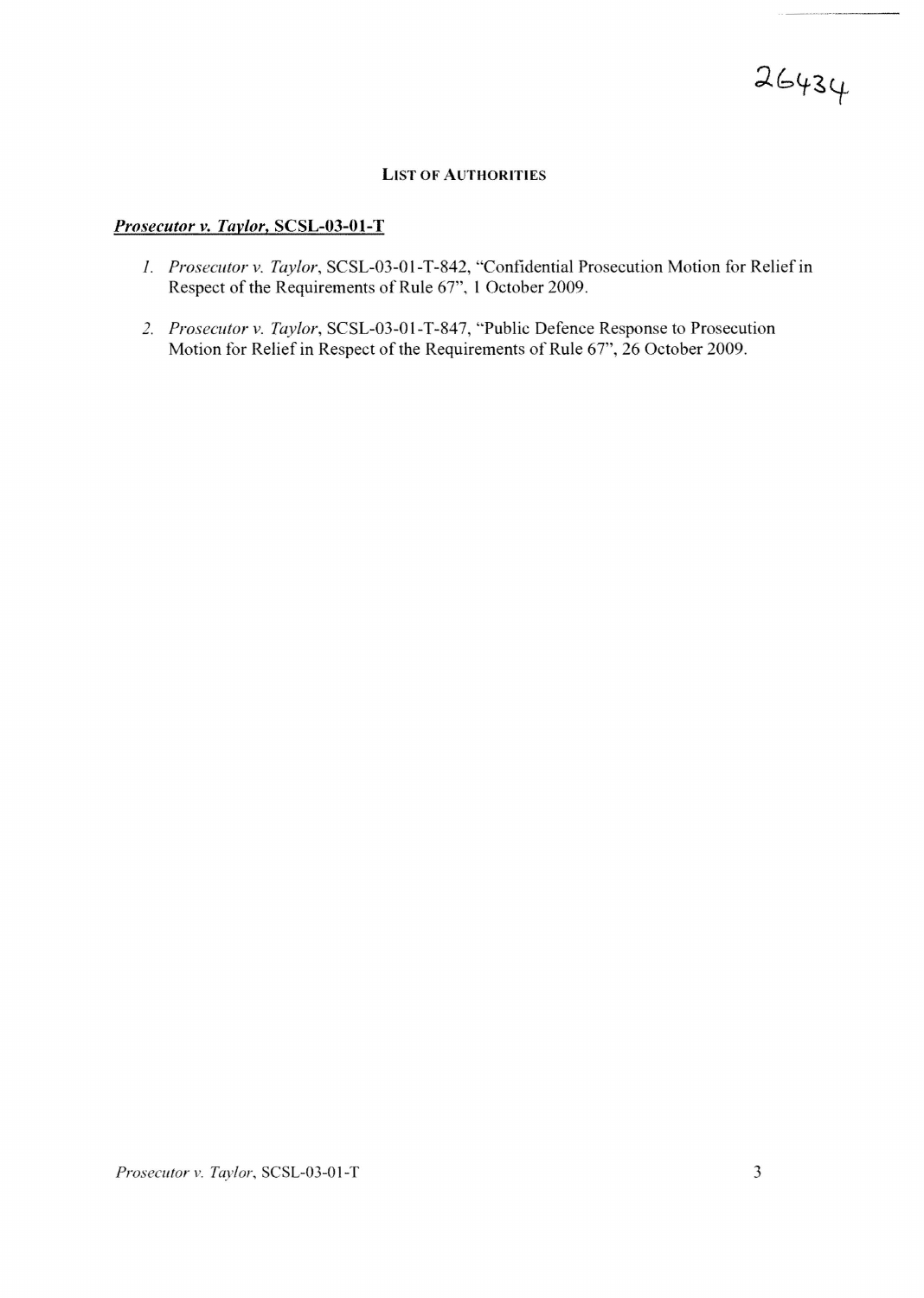**LIST OF AUTHORITIES**

***Prosecutor v. Taylor*, SCSL-03-01-T**

1. *Prosecutor v. Taylor*, SCSL-03-01-T-842, "Confidential Prosecution Motion for Relief in Respect of the Requirements of Rule 67", 1 October 2009.
2. *Prosecutor v. Taylor*, SCSL-03-01-T-847, "Public Defence Response to Prosecution Motion for Relief in Respect of the Requirements of Rule 67", 26 October 2009.